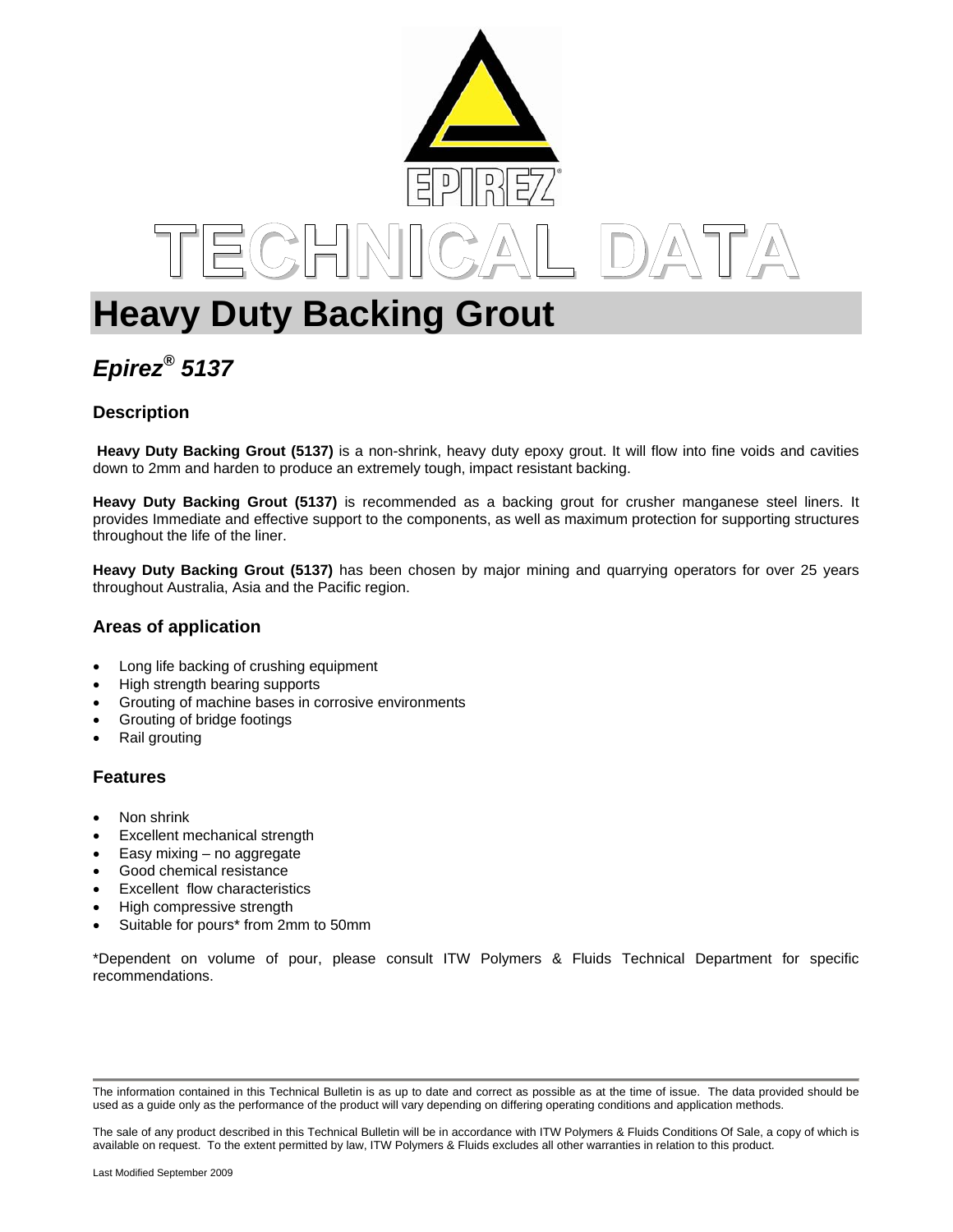EPIREZ®

TECHNICAL DATA

# Heavy Duty Backing Grout

## *Epirez® 5137*

### Description

**Heavy Duty Backing Grout (5137)** is a non-shrink, heavy duty epoxy grout. It will flow into fine voids and cavities down to 2mm and harden to produce an extremely tough, impact resistant backing.

**Heavy Duty Backing Grout (5137)** is recommended as a backing grout for crusher manganese steel liners. It provides Immediate and effective support to the components, as well as maximum protection for supporting structures throughout the life of the liner.

**Heavy Duty Backing Grout (5137)** has been chosen by major mining and quarrying operators for over 25 years throughout Australia, Asia and the Pacific region.

### Areas of application

- Long life backing of crushing equipment
- High strength bearing supports
- Grouting of machine bases in corrosive environments
- Grouting of bridge footings
- Rail grouting

### Features

- Non shrink
- Excellent mechanical strength
- Easy mixing – no aggregate
- Good chemical resistance
- Excellent flow characteristics
- High compressive strength
- Suitable for pours* from 2mm to 50mm

*Dependent on volume of pour, please consult ITW Polymers & Fluids Technical Department for specific recommendations.

---

The information contained in this Technical Bulletin is as up to date and correct as possible as at the time of issue. The data provided should be used as a guide only as the performance of the product will vary depending on differing operating conditions and application methods.

The sale of any product described in this Technical Bulletin will be in accordance with ITW Polymers & Fluids Conditions Of Sale, a copy of which is available on request. To the extent permitted by law, ITW Polymers & Fluids excludes all other warranties in relation to this product.

Last Modified September 2009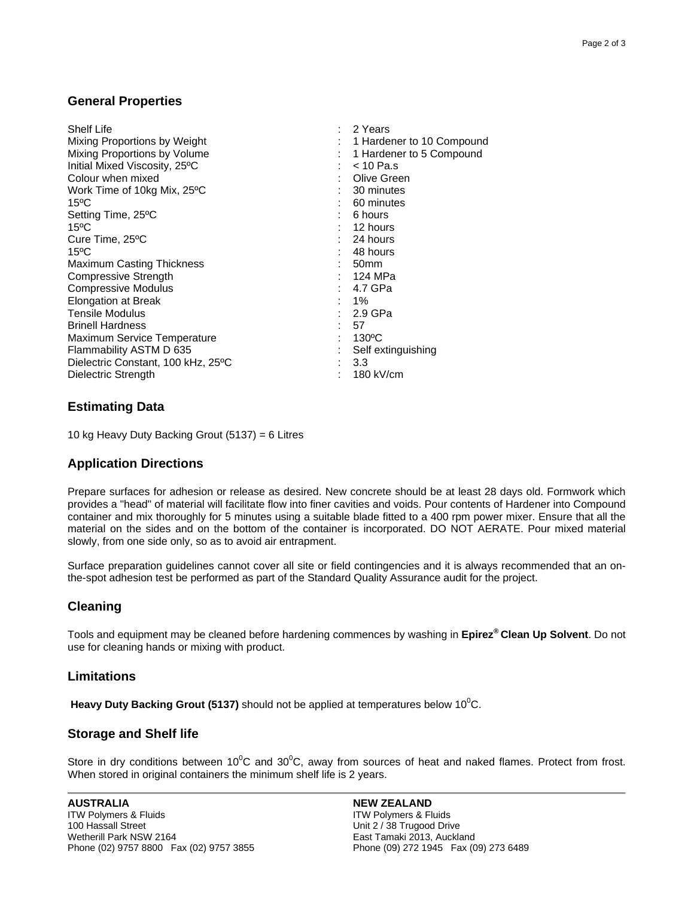## General Properties

| Property | Value |
|---|---|
| Shelf Life | 2 Years |
| Mixing Proportions by Weight | 1 Hardener to 10 Compound |
| Mixing Proportions by Volume | 1 Hardener to 5 Compound |
| Initial Mixed Viscosity, 25ºC | < 10 Pa.s |
| Colour when mixed | Olive Green |
| Work Time of 10kg Mix, 25ºC | 30 minutes |
| 15ºC | 60 minutes |
| Setting Time, 25ºC | 6 hours |
| 15ºC | 12 hours |
| Cure Time, 25ºC | 24 hours |
| 15ºC | 48 hours |
| Maximum Casting Thickness | 50mm |
| Compressive Strength | 124 MPa |
| Compressive Modulus | 4.7 GPa |
| Elongation at Break | 1% |
| Tensile Modulus | 2.9 GPa |
| Brinell Hardness | 57 |
| Maximum Service Temperature | 130ºC |
| Flammability ASTM D 635 | Self extinguishing |
| Dielectric Constant, 100 kHz, 25ºC | 3.3 |
| Dielectric Strength | 180 kV/cm |

## Estimating Data

10 kg Heavy Duty Backing Grout (5137) = 6 Litres

## Application Directions

Prepare surfaces for adhesion or release as desired. New concrete should be at least 28 days old. Formwork which provides a "head" of material will facilitate flow into finer cavities and voids. Pour contents of Hardener into Compound container and mix thoroughly for 5 minutes using a suitable blade fitted to a 400 rpm power mixer. Ensure that all the material on the sides and on the bottom of the container is incorporated. DO NOT AERATE. Pour mixed material slowly, from one side only, so as to avoid air entrapment.

Surface preparation guidelines cannot cover all site or field contingencies and it is always recommended that an on-the-spot adhesion test be performed as part of the Standard Quality Assurance audit for the project.

## Cleaning

Tools and equipment may be cleaned before hardening commences by washing in **Epirez® Clean Up Solvent**. Do not use for cleaning hands or mixing with product.

## Limitations

**Heavy Duty Backing Grout (5137)** should not be applied at temperatures below $10^0$C.

## Storage and Shelf life

Store in dry conditions between $10^0$C and $30^0$C, away from sources of heat and naked flames. Protect from frost. When stored in original containers the minimum shelf life is 2 years.

**AUSTRALIA**
ITW Polymers & Fluids
100 Hassall Street
Wetherill Park NSW 2164
Phone (02) 9757 8800 Fax (02) 9757 3855

**NEW ZEALAND**
ITW Polymers & Fluids
Unit 2 / 38 Trugood Drive
East Tamaki 2013, Auckland
Phone (09) 272 1945 Fax (09) 273 6489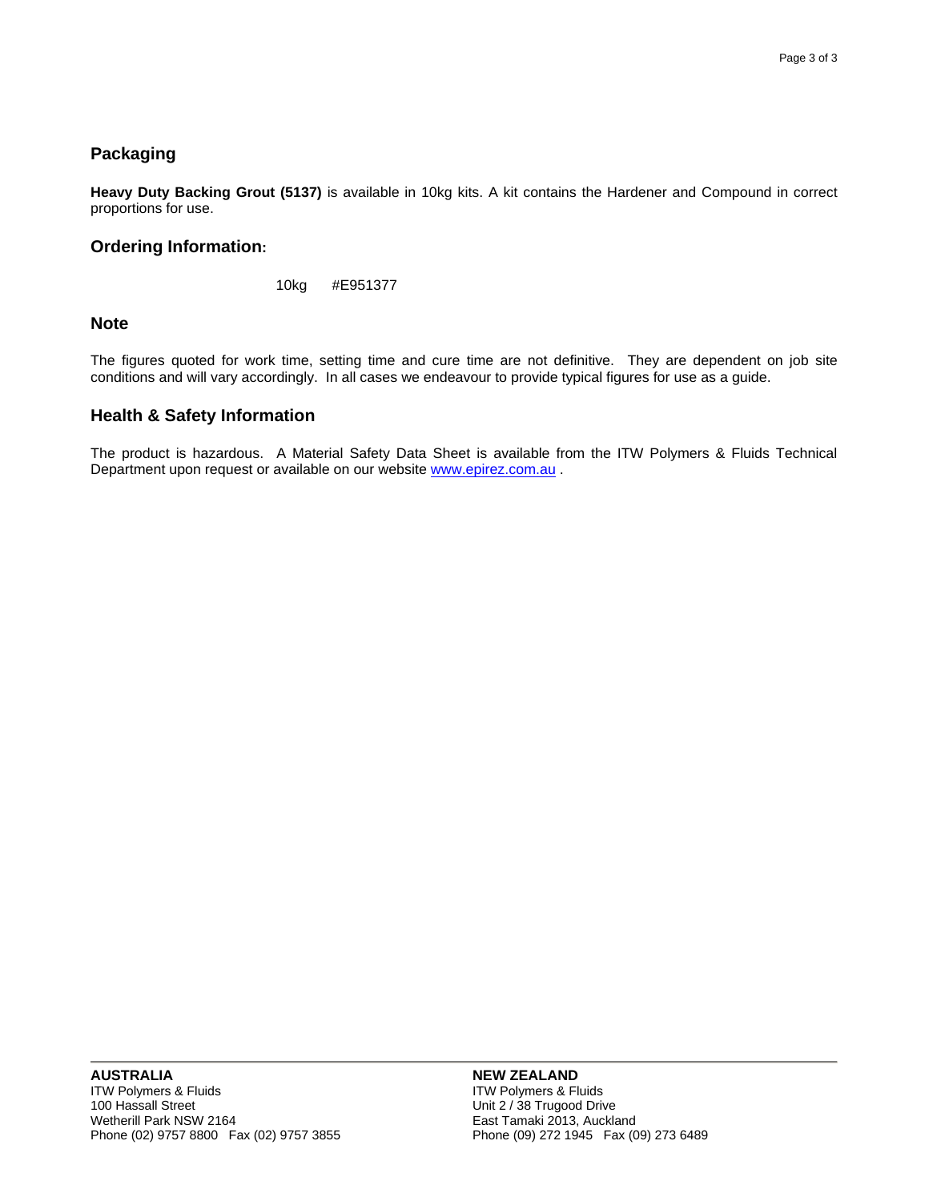## Packaging

**Heavy Duty Backing Grout (5137)** is available in 10kg kits. A kit contains the Hardener and Compound in correct proportions for use.

## Ordering Information:

10kg #E951377

## Note

The figures quoted for work time, setting time and cure time are not definitive. They are dependent on job site conditions and will vary accordingly. In all cases we endeavour to provide typical figures for use as a guide.

## Health & Safety Information

The product is hazardous. A Material Safety Data Sheet is available from the ITW Polymers & Fluids Technical Department upon request or available on our website www.epirez.com.au .

**AUSTRALIA**
ITW Polymers & Fluids
100 Hassall Street
Wetherill Park NSW 2164
Phone (02) 9757 8800 Fax (02) 9757 3855

**NEW ZEALAND**
ITW Polymers & Fluids
Unit 2 / 38 Trugood Drive
East Tamaki 2013, Auckland
Phone (09) 272 1945 Fax (09) 273 6489